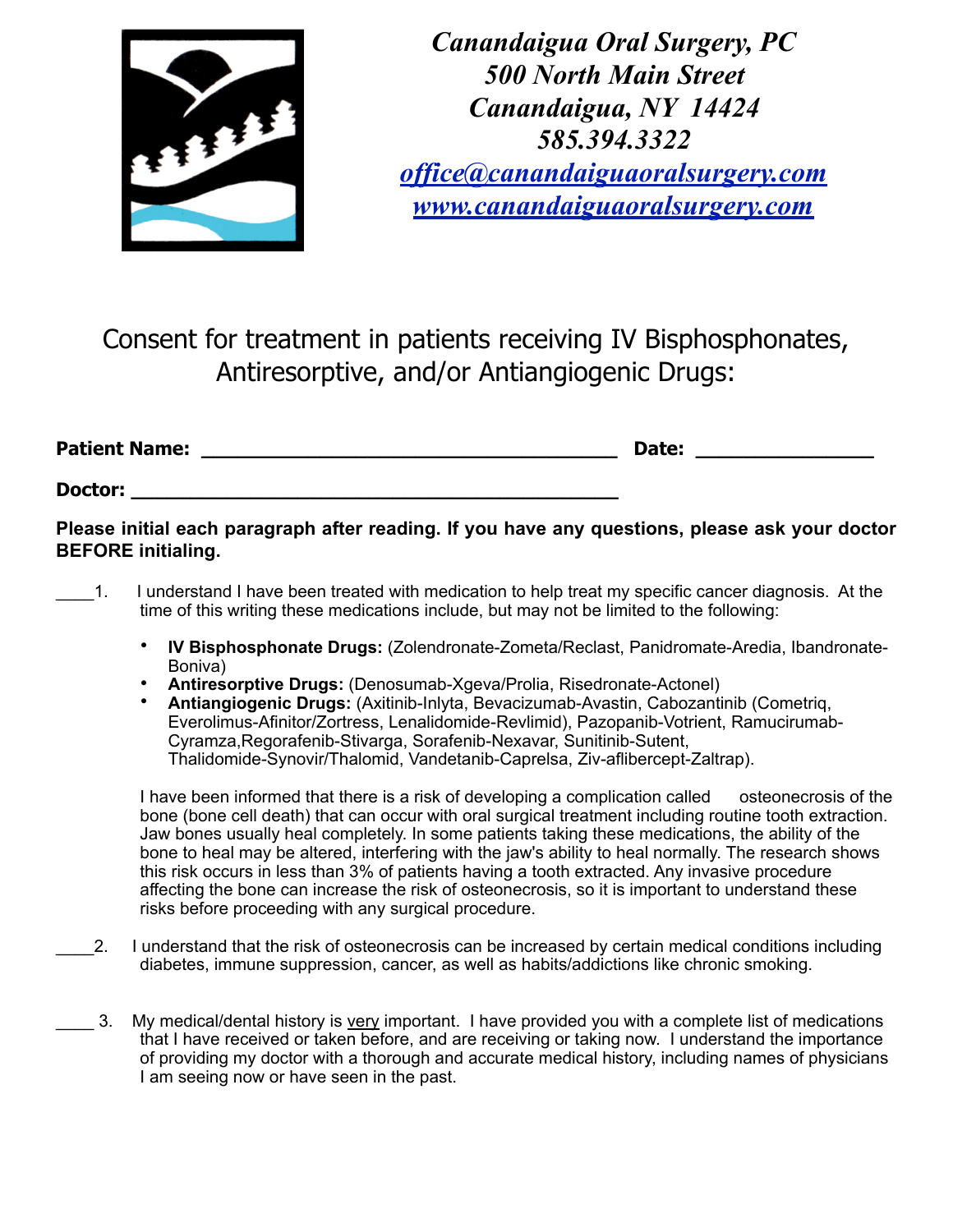*Canandaigua Oral Surgery, PC*
*500 North Main Street*
*Canandaigua, NY 14424*
*585.394.3322*
*office@canandaiguaoralsurgery.com*
*www.canandaiguaoralsurgery.com*

# Consent for treatment in patients receiving IV Bisphosphonates, Antiresorptive, and/or Antiangiogenic Drugs:

**Patient Name:** ______________________________ **Date:** ______________

**Doctor:** ____________________________________

**Please initial each paragraph after reading. If you have any questions, please ask your doctor BEFORE initialing.**

____1. I understand I have been treated with medication to help treat my specific cancer diagnosis. At the time of this writing these medications include, but may not be limited to the following:

- **IV Bisphosphonate Drugs:** (Zolendronate-Zometa/Reclast, Panidromate-Aredia, Ibandronate-Boniva)
- **Antiresorptive Drugs:** (Denosumab-Xgeva/Prolia, Risedronate-Actonel)
- **Antiangiogenic Drugs:** (Axitinib-Inlyta, Bevacizumab-Avastin, Cabozantinib (Cometriq, Everolimus-Afinitor/Zortress, Lenalidomide-Revlimid), Pazopanib-Votrient, Ramucirumab-Cyramza,Regorafenib-Stivarga, Sorafenib-Nexavar, Sunitinib-Sutent, Thalidomide-Synovir/Thalomid, Vandetanib-Caprelsa, Ziv-aflibercept-Zaltrap).

I have been informed that there is a risk of developing a complication called osteonecrosis of the bone (bone cell death) that can occur with oral surgical treatment including routine tooth extraction. Jaw bones usually heal completely. In some patients taking these medications, the ability of the bone to heal may be altered, interfering with the jaw's ability to heal normally. The research shows this risk occurs in less than 3% of patients having a tooth extracted. Any invasive procedure affecting the bone can increase the risk of osteonecrosis, so it is important to understand these risks before proceeding with any surgical procedure.

____2. I understand that the risk of osteonecrosis can be increased by certain medical conditions including diabetes, immune suppression, cancer, as well as habits/addictions like chronic smoking.

____ 3. My medical/dental history is <u>very</u> important. I have provided you with a complete list of medications that I have received or taken before, and are receiving or taking now. I understand the importance of providing my doctor with a thorough and accurate medical history, including names of physicians I am seeing now or have seen in the past.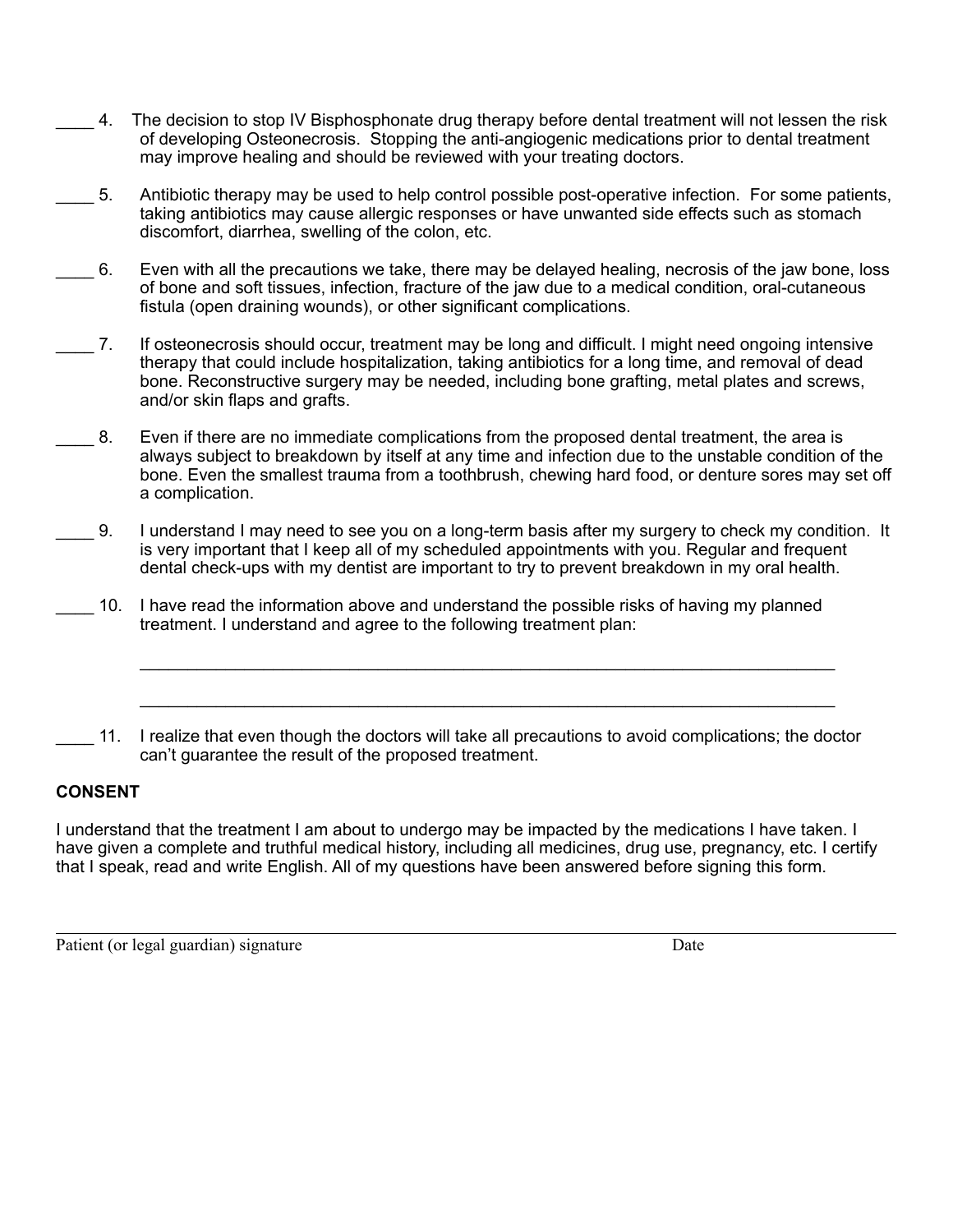____ 4. The decision to stop IV Bisphosphonate drug therapy before dental treatment will not lessen the risk of developing Osteonecrosis. Stopping the anti-angiogenic medications prior to dental treatment may improve healing and should be reviewed with your treating doctors.

____ 5. Antibiotic therapy may be used to help control possible post-operative infection. For some patients, taking antibiotics may cause allergic responses or have unwanted side effects such as stomach discomfort, diarrhea, swelling of the colon, etc.

____ 6. Even with all the precautions we take, there may be delayed healing, necrosis of the jaw bone, loss of bone and soft tissues, infection, fracture of the jaw due to a medical condition, oral-cutaneous fistula (open draining wounds), or other significant complications.

____ 7. If osteonecrosis should occur, treatment may be long and difficult. I might need ongoing intensive therapy that could include hospitalization, taking antibiotics for a long time, and removal of dead bone. Reconstructive surgery may be needed, including bone grafting, metal plates and screws, and/or skin flaps and grafts.

____ 8. Even if there are no immediate complications from the proposed dental treatment, the area is always subject to breakdown by itself at any time and infection due to the unstable condition of the bone. Even the smallest trauma from a toothbrush, chewing hard food, or denture sores may set off a complication.

____ 9. I understand I may need to see you on a long-term basis after my surgery to check my condition. It is very important that I keep all of my scheduled appointments with you. Regular and frequent dental check-ups with my dentist are important to try to prevent breakdown in my oral health.

____ 10. I have read the information above and understand the possible risks of having my planned treatment. I understand and agree to the following treatment plan:

_____________________________________________________________________________

_____________________________________________________________________________

____ 11. I realize that even though the doctors will take all precautions to avoid complications; the doctor can't guarantee the result of the proposed treatment.

**CONSENT**

I understand that the treatment I am about to undergo may be impacted by the medications I have taken. I have given a complete and truthful medical history, including all medicines, drug use, pregnancy, etc. I certify that I speak, read and write English. All of my questions have been answered before signing this form.

_____________________________________________________________________________

Patient (or legal guardian) signature                                        Date